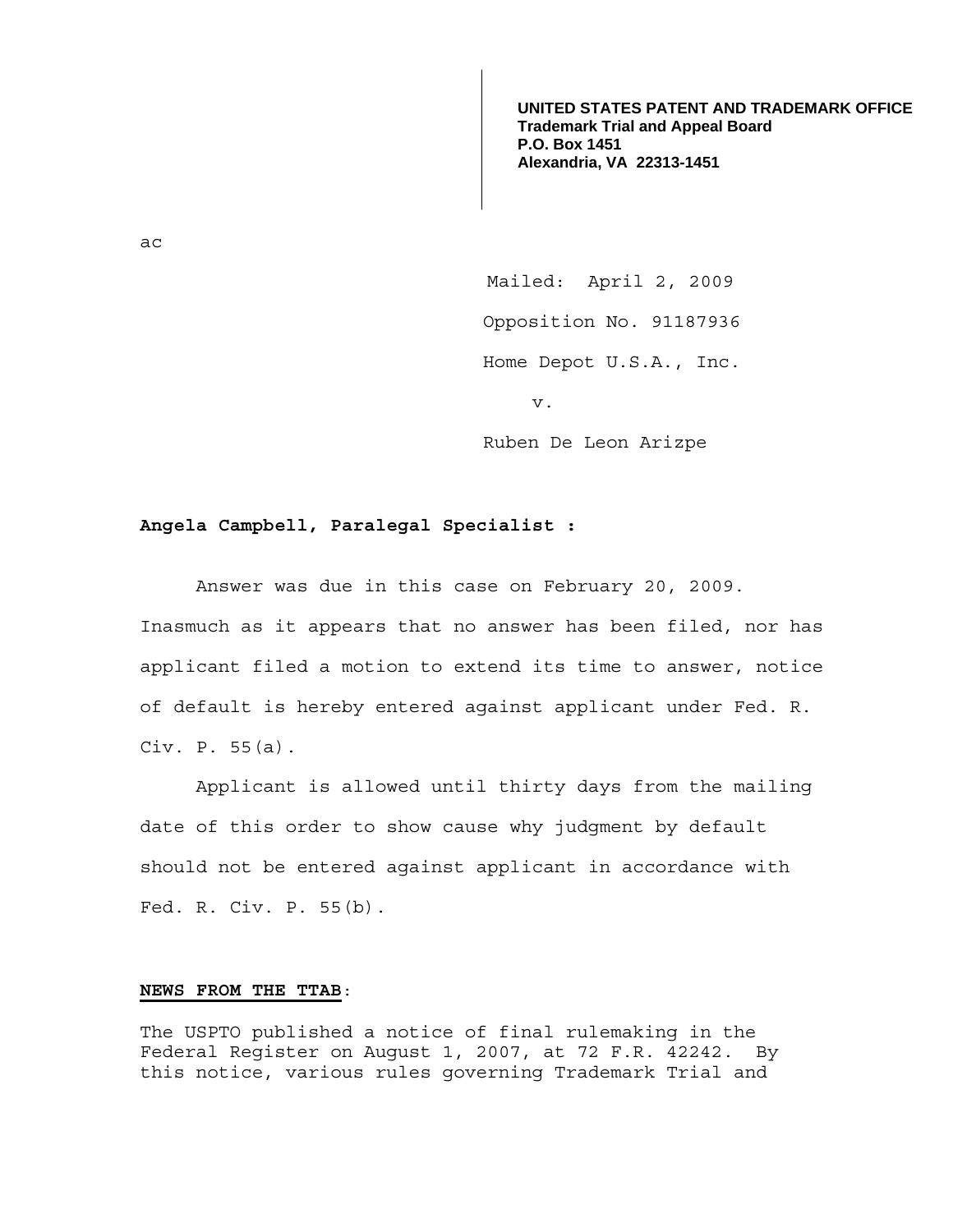**UNITED STATES PATENT AND TRADEMARK OFFICE**
**Trademark Trial and Appeal Board**
**P.O. Box 1451**
**Alexandria, VA 22313-1451**

ac

Mailed: April 2, 2009

Opposition No. 91187936

Home Depot U.S.A., Inc.

v.

Ruben De Leon Arizpe

**Angela Campbell, Paralegal Specialist :**

Answer was due in this case on February 20, 2009. Inasmuch as it appears that no answer has been filed, nor has applicant filed a motion to extend its time to answer, notice of default is hereby entered against applicant under Fed. R. Civ. P. 55(a).

Applicant is allowed until thirty days from the mailing date of this order to show cause why judgment by default should not be entered against applicant in accordance with Fed. R. Civ. P. 55(b).

**NEWS FROM THE TTAB**:

The USPTO published a notice of final rulemaking in the Federal Register on August 1, 2007, at 72 F.R. 42242. By this notice, various rules governing Trademark Trial and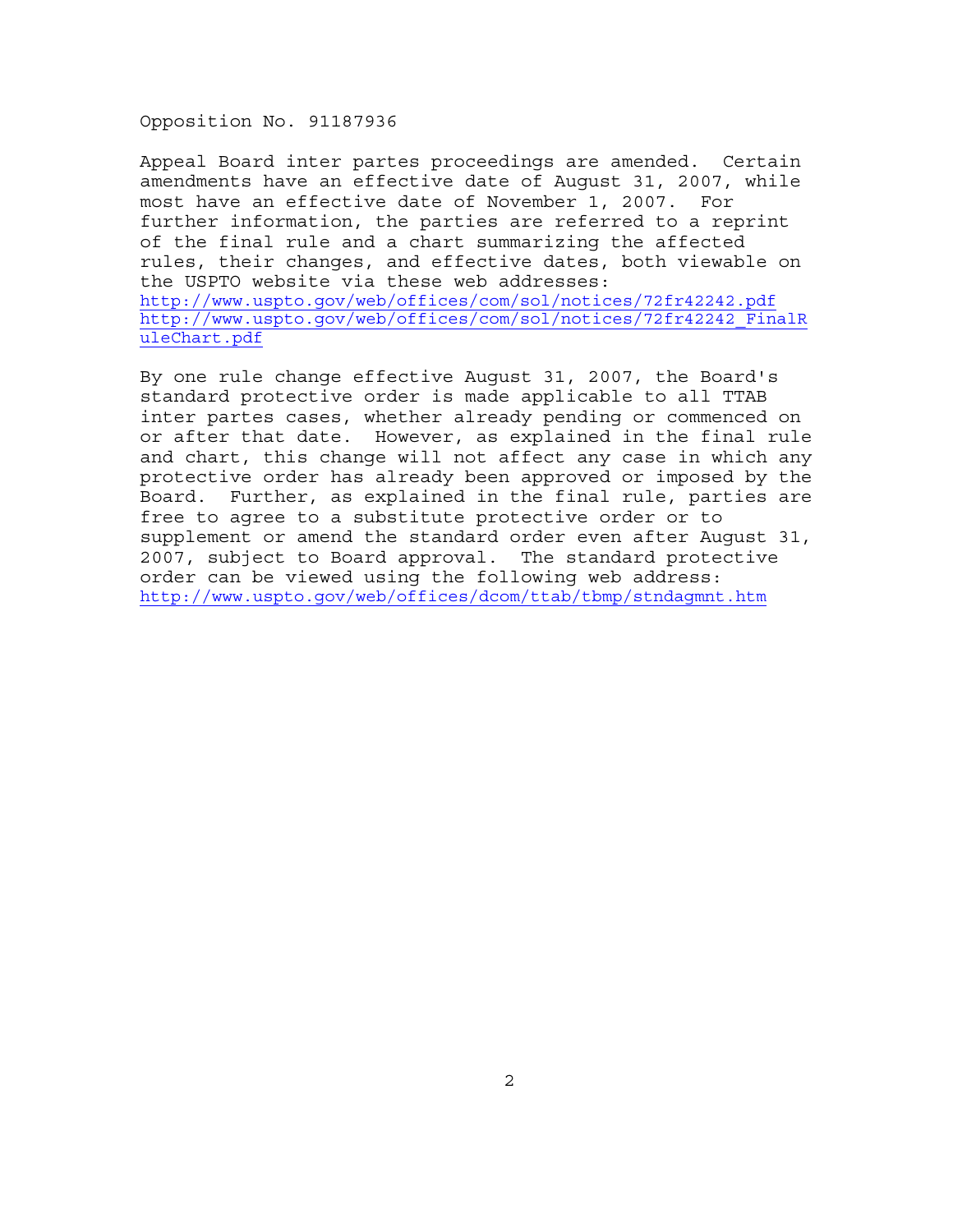Opposition No. 91187936

Appeal Board inter partes proceedings are amended. Certain amendments have an effective date of August 31, 2007, while most have an effective date of November 1, 2007. For further information, the parties are referred to a reprint of the final rule and a chart summarizing the affected rules, their changes, and effective dates, both viewable on the USPTO website via these web addresses:
http://www.uspto.gov/web/offices/com/sol/notices/72fr42242.pdf
http://www.uspto.gov/web/offices/com/sol/notices/72fr42242_FinalRuleChart.pdf

By one rule change effective August 31, 2007, the Board's standard protective order is made applicable to all TTAB inter partes cases, whether already pending or commenced on or after that date. However, as explained in the final rule and chart, this change will not affect any case in which any protective order has already been approved or imposed by the Board. Further, as explained in the final rule, parties are free to agree to a substitute protective order or to supplement or amend the standard order even after August 31, 2007, subject to Board approval. The standard protective order can be viewed using the following web address:
http://www.uspto.gov/web/offices/dcom/ttab/tbmp/stndagmnt.htm